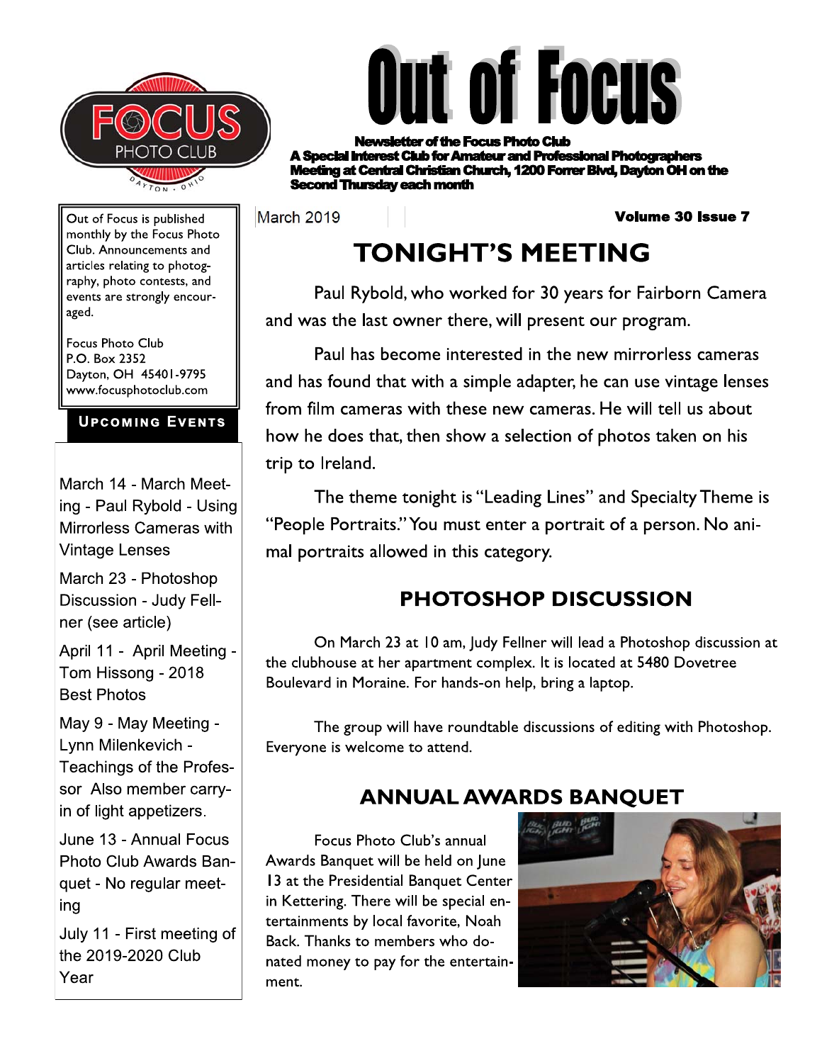# Out of Focus

**Newsletter of the Focus Photo Club**
**A Special Interest Club for Amateur and Professional Photographers**
**Meeting at Central Christian Church, 1200 Forrer Blvd, Dayton OH on the Second Thursday each month**

March 2019 — **Volume 30 Issue 7**

Out of Focus is published monthly by the Focus Photo Club. Announcements and articles relating to photography, photo contests, and events are strongly encouraged.

Focus Photo Club
P.O. Box 2352
Dayton, OH 45401-9795
www.focusphotoclub.com

### UPCOMING EVENTS

March 14 - March Meeting - Paul Rybold - Using Mirrorless Cameras with Vintage Lenses

March 23 - Photoshop Discussion - Judy Fellner (see article)

April 11 - April Meeting - Tom Hissong - 2018 Best Photos

May 9 - May Meeting - Lynn Milenkevich - Teachings of the Professor Also member carry-in of light appetizers.

June 13 - Annual Focus Photo Club Awards Banquet - No regular meeting

July 11 - First meeting of the 2019-2020 Club Year

## TONIGHT'S MEETING

Paul Rybold, who worked for 30 years for Fairborn Camera and was the last owner there, will present our program.

Paul has become interested in the new mirrorless cameras and has found that with a simple adapter, he can use vintage lenses from film cameras with these new cameras. He will tell us about how he does that, then show a selection of photos taken on his trip to Ireland.

The theme tonight is "Leading Lines" and Specialty Theme is "People Portraits." You must enter a portrait of a person. No animal portraits allowed in this category.

## PHOTOSHOP DISCUSSION

On March 23 at 10 am, Judy Fellner will lead a Photoshop discussion at the clubhouse at her apartment complex. It is located at 5480 Dovetree Boulevard in Moraine. For hands-on help, bring a laptop.

The group will have roundtable discussions of editing with Photoshop. Everyone is welcome to attend.

## ANNUAL AWARDS BANQUET

Focus Photo Club's annual Awards Banquet will be held on June 13 at the Presidential Banquet Center in Kettering. There will be special entertainments by local favorite, Noah Back. Thanks to members who donated money to pay for the entertainment.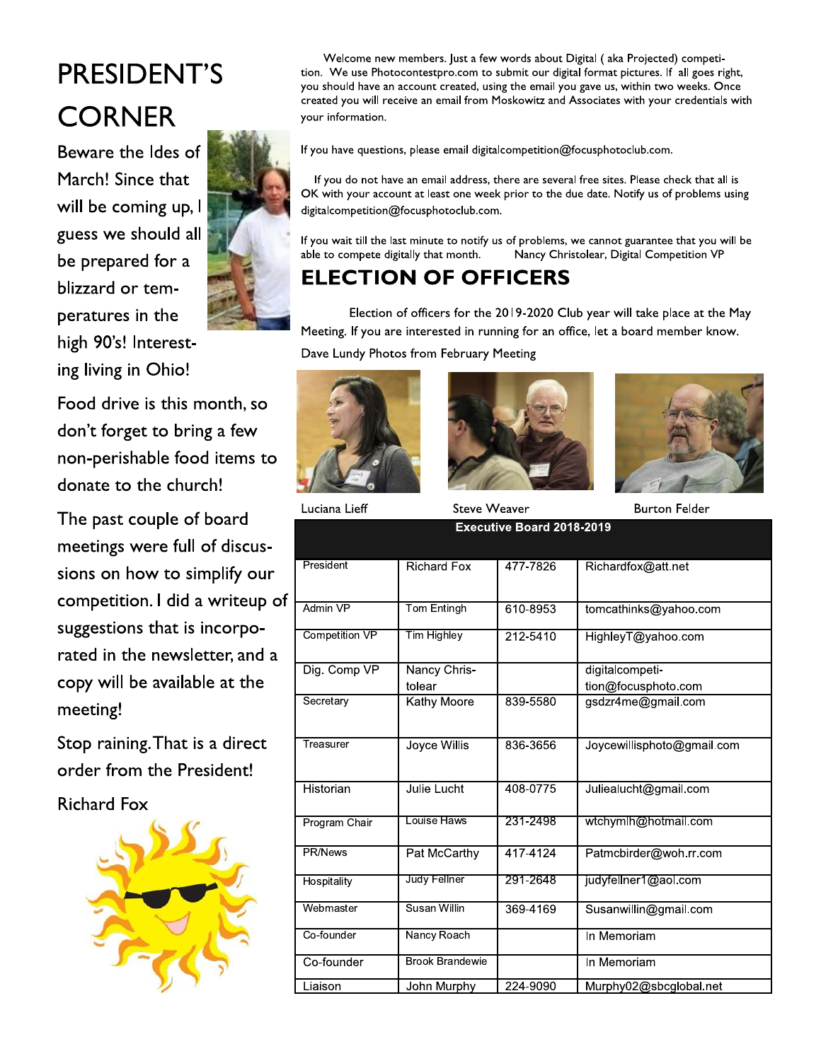# PRESIDENT'S CORNER

Beware the Ides of March! Since that will be coming up, I guess we should all be prepared for a blizzard or temperatures in the high 90's! Interesting living in Ohio!

Food drive is this month, so don't forget to bring a few non-perishable food items to donate to the church!

The past couple of board meetings were full of discussions on how to simplify our competition. I did a writeup of suggestions that is incorporated in the newsletter, and a copy will be available at the meeting!

Stop raining. That is a direct order from the President!

Richard Fox

Welcome new members. Just a few words about Digital ( aka Projected) competition. We use Photocontestpro.com to submit our digital format pictures. If all goes right, you should have an account created, using the email you gave us, within two weeks. Once created you will receive an email from Moskowitz and Associates with your credentials with your information.

If you have questions, please email digitalcompetition@focusphotoclub.com.

If you do not have an email address, there are several free sites. Please check that all is OK with your account at least one week prior to the due date. Notify us of problems using digitalcompetition@focusphotoclub.com.

If you wait till the last minute to notify us of problems, we cannot guarantee that you will be able to compete digitally that month. Nancy Christolear, Digital Competition VP

## ELECTION OF OFFICERS

Election of officers for the 2019-2020 Club year will take place at the May Meeting. If you are interested in running for an office, let a board member know.

Dave Lundy Photos from February Meeting

Luciana Lieff    Steve Weaver    Burton Felder

| Executive Board 2018-2019 | | | |
|---|---|---|---|
| President | Richard Fox | 477-7826 | Richardfox@att.net |
| Admin VP | Tom Entingh | 610-8953 | tomcathinks@yahoo.com |
| Competition VP | Tim Highley | 212-5410 | HighleyT@yahoo.com |
| Dig. Comp VP | Nancy Christolear | | digitalcompetition@focusphoto.com |
| Secretary | Kathy Moore | 839-5580 | gsdzr4me@gmail.com |
| Treasurer | Joyce Willis | 836-3656 | Joycewillisphoto@gmail.com |
| Historian | Julie Lucht | 408-0775 | Juliealucht@gmail.com |
| Program Chair | Louise Haws | 231-2498 | wtchymlh@hotmail.com |
| PR/News | Pat McCarthy | 417-4124 | Patmcbirder@woh.rr.com |
| Hospitality | Judy Fellner | 291-2648 | judyfellner1@aol.com |
| Webmaster | Susan Willin | 369-4169 | Susanwillin@gmail.com |
| Co-founder | Nancy Roach | | In Memoriam |
| Co-founder | Brook Brandewie | | In Memoriam |
| Liaison | John Murphy | 224-9090 | Murphy02@sbcglobal.net |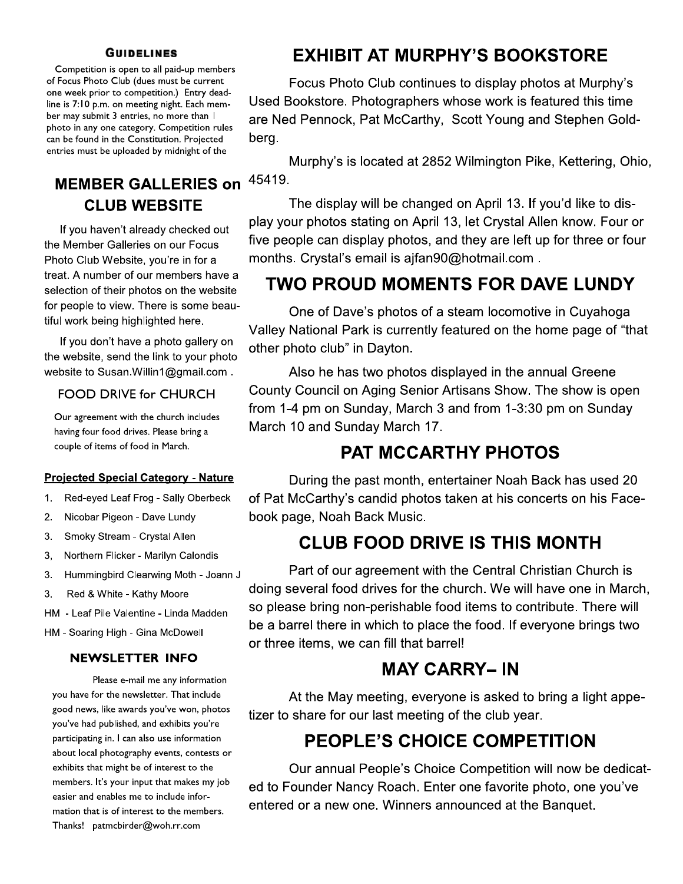### GUIDELINES

Competition is open to all paid-up members of Focus Photo Club (dues must be current one week prior to competition.) Entry deadline is 7:10 p.m. on meeting night. Each member may submit 3 entries, no more than 1 photo in any one category. Competition rules can be found in the Constitution. Projected entries must be uploaded by midnight of the

## MEMBER GALLERIES on CLUB WEBSITE

If you haven't already checked out the Member Galleries on our Focus Photo Club Website, you're in for a treat. A number of our members have a selection of their photos on the website for people to view. There is some beautiful work being highlighted here.

If you don't have a photo gallery on the website, send the link to your photo website to Susan.Willin1@gmail.com .

### FOOD DRIVE for CHURCH

Our agreement with the church includes having four food drives. Please bring a couple of items of food in March.

**Projected Special Category - Nature**

1. Red-eyed Leaf Frog - Sally Oberbeck
2. Nicobar Pigeon - Dave Lundy
3. Smoky Stream - Crystal Allen
3, Northern Flicker - Marilyn Calondis
3. Hummingbird Clearwing Moth - Joann J
3. Red & White - Kathy Moore

HM - Leaf Pile Valentine - Linda Madden

HM - Soaring High - Gina McDowell

### NEWSLETTER INFO

Please e-mail me any information you have for the newsletter. That include good news, like awards you've won, photos you've had published, and exhibits you're participating in. I can also use information about local photography events, contests or exhibits that might be of interest to the members. It's your input that makes my job easier and enables me to include information that is of interest to the members. Thanks! patmcbirder@woh.rr.com

## EXHIBIT AT MURPHY'S BOOKSTORE

Focus Photo Club continues to display photos at Murphy's Used Bookstore. Photographers whose work is featured this time are Ned Pennock, Pat McCarthy, Scott Young and Stephen Goldberg.

Murphy's is located at 2852 Wilmington Pike, Kettering, Ohio, 45419.

The display will be changed on April 13. If you'd like to display your photos stating on April 13, let Crystal Allen know. Four or five people can display photos, and they are left up for three or four months. Crystal's email is ajfan90@hotmail.com .

## TWO PROUD MOMENTS FOR DAVE LUNDY

One of Dave's photos of a steam locomotive in Cuyahoga Valley National Park is currently featured on the home page of "that other photo club" in Dayton.

Also he has two photos displayed in the annual Greene County Council on Aging Senior Artisans Show. The show is open from 1-4 pm on Sunday, March 3 and from 1-3:30 pm on Sunday March 10 and Sunday March 17.

## PAT MCCARTHY PHOTOS

During the past month, entertainer Noah Back has used 20 of Pat McCarthy's candid photos taken at his concerts on his Facebook page, Noah Back Music.

## CLUB FOOD DRIVE IS THIS MONTH

Part of our agreement with the Central Christian Church is doing several food drives for the church. We will have one in March, so please bring non-perishable food items to contribute. There will be a barrel there in which to place the food. If everyone brings two or three items, we can fill that barrel!

## MAY CARRY– IN

At the May meeting, everyone is asked to bring a light appetizer to share for our last meeting of the club year.

## PEOPLE'S CHOICE COMPETITION

Our annual People's Choice Competition will now be dedicated to Founder Nancy Roach. Enter one favorite photo, one you've entered or a new one. Winners announced at the Banquet.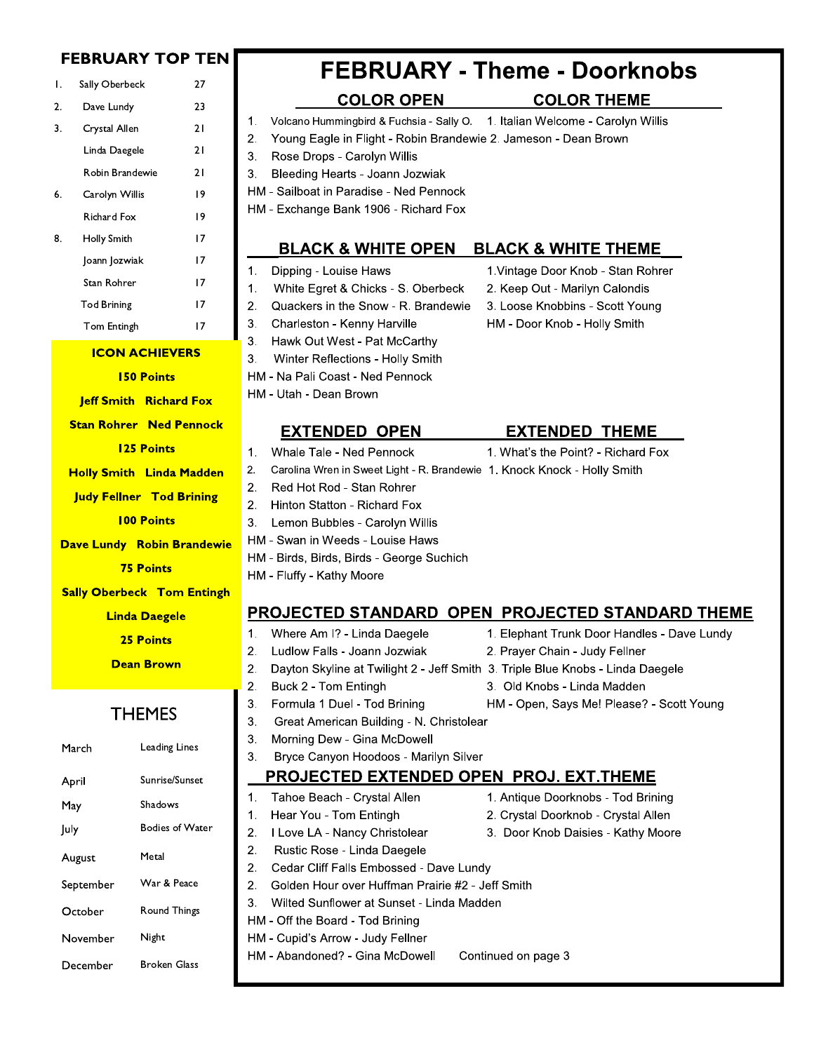## FEBRUARY TOP TEN

| | Name | Points |
|---|---|---|
| 1. | Sally Oberbeck | 27 |
| 2. | Dave Lundy | 23 |
| 3. | Crystal Allen | 21 |
| | Linda Daegele | 21 |
| | Robin Brandewie | 21 |
| 6. | Carolyn Willis | 19 |
| | Richard Fox | 19 |
| 8. | Holly Smith | 17 |
| | Joann Jozwiak | 17 |
| | Stan Rohrer | 17 |
| | Tod Brining | 17 |
| | Tom Entingh | 17 |

### ICON ACHIEVERS

**150 Points**

**Jeff Smith  Richard Fox**

**Stan Rohrer  Ned Pennock**

**125 Points**

**Holly Smith  Linda Madden**

**Judy Fellner  Tod Brining**

**100 Points**

**Dave Lundy  Robin Brandewie**

**75 Points**

**Sally Oberbeck  Tom Entingh**

**Linda Daegele**

**25 Points**

**Dean Brown**

### THEMES

| Month | Theme |
|---|---|
| March | Leading Lines |
| April | Sunrise/Sunset |
| May | Shadows |
| July | Bodies of Water |
| August | Metal |
| September | War & Peace |
| October | Round Things |
| November | Night |
| December | Broken Glass |

# FEBRUARY - Theme - Doorknobs

## COLOR OPEN

1. Volcano Hummingbird & Fuchsia - Sally O.
2. Young Eagle in Flight - Robin Brandewie
3. Rose Drops - Carolyn Willis
3. Bleeding Hearts - Joann Jozwiak

HM - Sailboat in Paradise - Ned Pennock
HM - Exchange Bank 1906 - Richard Fox

## COLOR THEME

1. Italian Welcome - Carolyn Willis
2. Jameson - Dean Brown

## BLACK & WHITE OPEN

1. Dipping - Louise Haws
1. White Egret & Chicks - S. Oberbeck
2. Quackers in the Snow - R. Brandewie
3. Charleston - Kenny Harville
3. Hawk Out West - Pat McCarthy
3. Winter Reflections - Holly Smith

HM - Na Pali Coast - Ned Pennock
HM - Utah - Dean Brown

## BLACK & WHITE THEME

1. Vintage Door Knob - Stan Rohrer
2. Keep Out - Marilyn Calondis
3. Loose Knobbins - Scott Young

HM - Door Knob - Holly Smith

## EXTENDED OPEN

1. Whale Tale - Ned Pennock
2. Carolina Wren in Sweet Light - R. Brandewie
2. Red Hot Rod - Stan Rohrer
2. Hinton Statton - Richard Fox
3. Lemon Bubbles - Carolyn Willis

HM - Swan in Weeds - Louise Haws
HM - Birds, Birds, Birds - George Suchich
HM - Fluffy - Kathy Moore

## EXTENDED THEME

1. What's the Point? - Richard Fox
1. Knock Knock - Holly Smith

## PROJECTED STANDARD OPEN

1. Where Am I? - Linda Daegele
2. Ludlow Falls - Joann Jozwiak
2. Dayton Skyline at Twilight 2 - Jeff Smith
2. Buck 2 - Tom Entingh
3. Formula 1 Duel - Tod Brining
3. Great American Building - N. Christolear
3. Morning Dew - Gina McDowell
3. Bryce Canyon Hoodoos - Marilyn Silver

## PROJECTED STANDARD THEME

1. Elephant Trunk Door Handles - Dave Lundy
2. Prayer Chain - Judy Fellner
3. Triple Blue Knobs - Linda Daegele
3. Old Knobs - Linda Madden

HM - Open, Says Me! Please? - Scott Young

## PROJECTED EXTENDED OPEN

1. Tahoe Beach - Crystal Allen
1. Hear You - Tom Entingh
2. I Love LA - Nancy Christolear
2. Rustic Rose - Linda Daegele
2. Cedar Cliff Falls Embossed - Dave Lundy
2. Golden Hour over Huffman Prairie #2 - Jeff Smith
3. Wilted Sunflower at Sunset - Linda Madden

HM - Off the Board - Tod Brining
HM - Cupid's Arrow - Judy Fellner
HM - Abandoned? - Gina McDowell

## PROJ. EXT.THEME

1. Antique Doorknobs - Tod Brining
2. Crystal Doorknob - Crystal Allen
3. Door Knob Daisies - Kathy Moore

Continued on page 3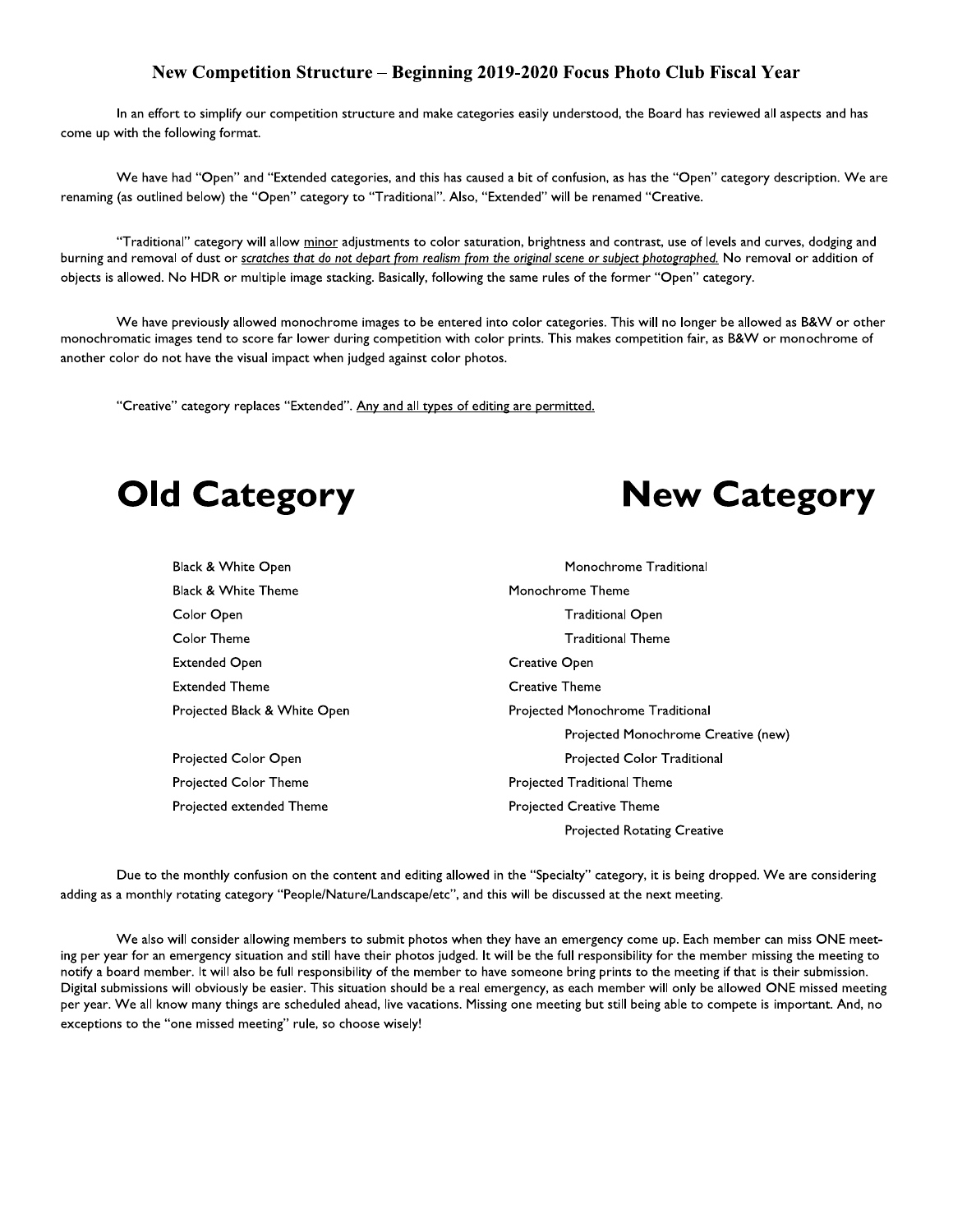## New Competition Structure – Beginning 2019-2020 Focus Photo Club Fiscal Year

In an effort to simplify our competition structure and make categories easily understood, the Board has reviewed all aspects and has come up with the following format.

We have had "Open" and "Extended categories, and this has caused a bit of confusion, as has the "Open" category description. We are renaming (as outlined below) the "Open" category to "Traditional". Also, "Extended" will be renamed "Creative.

"Traditional" category will allow minor adjustments to color saturation, brightness and contrast, use of levels and curves, dodging and burning and removal of dust or *scratches that do not depart from realism from the original scene or subject photographed.* No removal or addition of objects is allowed. No HDR or multiple image stacking. Basically, following the same rules of the former "Open" category.

We have previously allowed monochrome images to be entered into color categories. This will no longer be allowed as B&W or other monochromatic images tend to score far lower during competition with color prints. This makes competition fair, as B&W or monochrome of another color do not have the visual impact when judged against color photos.

"Creative" category replaces "Extended". Any and all types of editing are permitted.

| **Old Category** | **New Category** |
| --- | --- |
| Black & White Open | Monochrome Traditional |
| Black & White Theme | Monochrome Theme |
| Color Open | Traditional Open |
| Color Theme | Traditional Theme |
| Extended Open | Creative Open |
| Extended Theme | Creative Theme |
| Projected Black & White Open | Projected Monochrome Traditional |
| | Projected Monochrome Creative (new) |
| Projected Color Open | Projected Color Traditional |
| Projected Color Theme | Projected Traditional Theme |
| Projected extended Theme | Projected Creative Theme |
| | Projected Rotating Creative |

Due to the monthly confusion on the content and editing allowed in the "Specialty" category, it is being dropped. We are considering adding as a monthly rotating category "People/Nature/Landscape/etc", and this will be discussed at the next meeting.

We also will consider allowing members to submit photos when they have an emergency come up. Each member can miss ONE meeting per year for an emergency situation and still have their photos judged. It will be the full responsibility for the member missing the meeting to notify a board member. It will also be full responsibility of the member to have someone bring prints to the meeting if that is their submission. Digital submissions will obviously be easier. This situation should be a real emergency, as each member will only be allowed ONE missed meeting per year. We all know many things are scheduled ahead, live vacations. Missing one meeting but still being able to compete is important. And, no exceptions to the "one missed meeting" rule, so choose wisely!